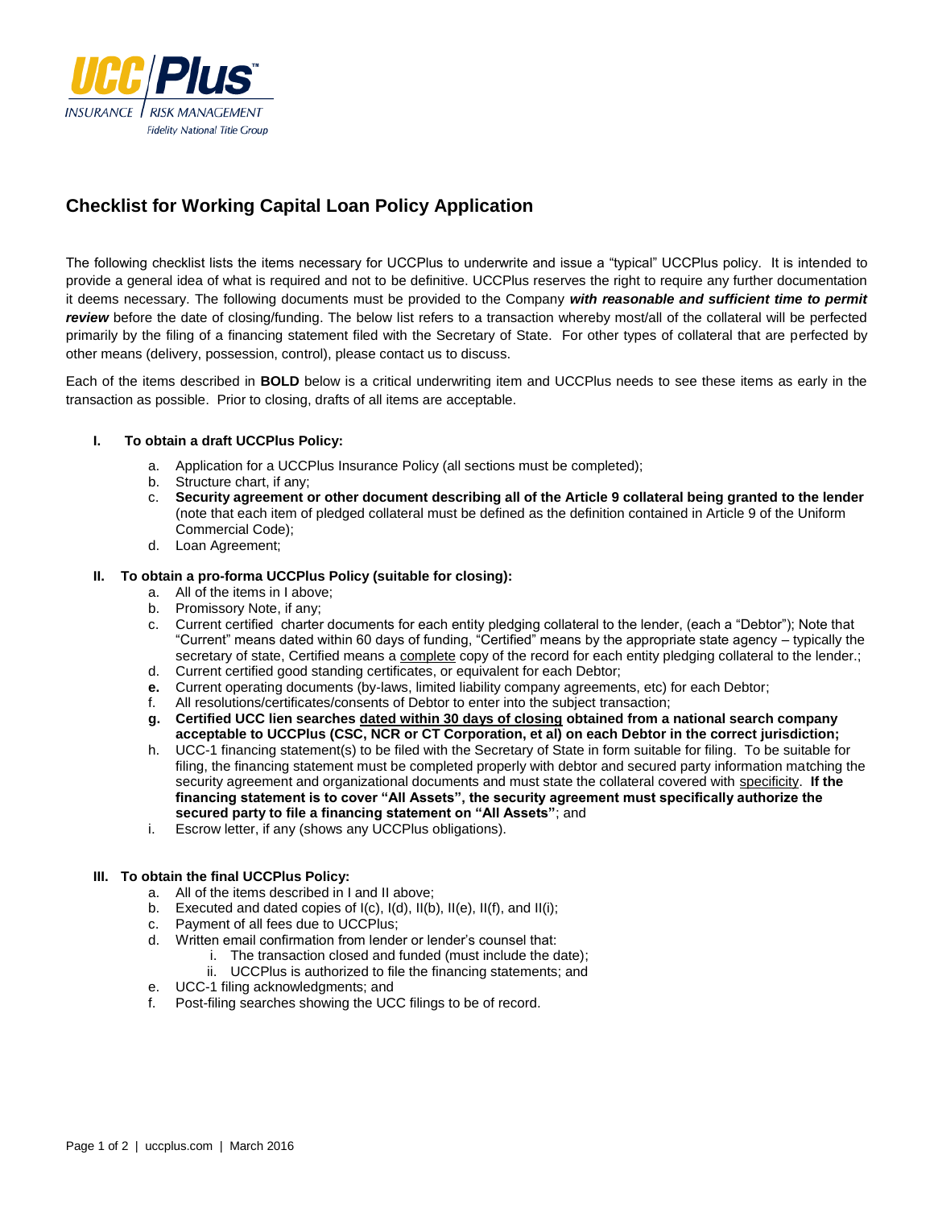# Checklist for Working Capital Loan Policy Application

The following checklist lists the items necessary for UCCPlus to underwrite and issue a "typical" UCCPlus policy. It is intended to provide a general idea of what is required and not to be definitive. UCCPlus reserves the right to require any further documentation it deems necessary. The following documents must be provided to the Company ***with reasonable and sufficient time to permit review*** before the date of closing/funding. The below list refers to a transaction whereby most/all of the collateral will be perfected primarily by the filing of a financing statement filed with the Secretary of State. For other types of collateral that are perfected by other means (delivery, possession, control), please contact us to discuss.

Each of the items described in **BOLD** below is a critical underwriting item and UCCPlus needs to see these items as early in the transaction as possible. Prior to closing, drafts of all items are acceptable.

## I. To obtain a draft UCCPlus Policy:

a. Application for a UCCPlus Insurance Policy (all sections must be completed);
b. Structure chart, if any;
c. **Security agreement or other document describing all of the Article 9 collateral being granted to the lender** (note that each item of pledged collateral must be defined as the definition contained in Article 9 of the Uniform Commercial Code);
d. Loan Agreement;

## II. To obtain a pro-forma UCCPlus Policy (suitable for closing):

a. All of the items in I above;
b. Promissory Note, if any;
c. Current certified charter documents for each entity pledging collateral to the lender, (each a "Debtor"); Note that "Current" means dated within 60 days of funding, "Certified" means by the appropriate state agency – typically the secretary of state, Certified means a <u>complete</u> copy of the record for each entity pledging collateral to the lender.;
d. Current certified good standing certificates, or equivalent for each Debtor;
**e.** Current operating documents (by-laws, limited liability company agreements, etc) for each Debtor;
f. All resolutions/certificates/consents of Debtor to enter into the subject transaction;
**g. Certified UCC lien searches <u>dated within 30 days of closing</u> obtained from a national search company acceptable to UCCPlus (CSC, NCR or CT Corporation, et al) on each Debtor in the correct jurisdiction;**
h. UCC-1 financing statement(s) to be filed with the Secretary of State in form suitable for filing. To be suitable for filing, the financing statement must be completed properly with debtor and secured party information matching the security agreement and organizational documents and must state the collateral covered with <u>specificity</u>. **If the financing statement is to cover "All Assets", the security agreement must specifically authorize the secured party to file a financing statement on "All Assets"**; and
i. Escrow letter, if any (shows any UCCPlus obligations).

## III. To obtain the final UCCPlus Policy:

a. All of the items described in I and II above;
b. Executed and dated copies of I(c), I(d), II(b), II(e), II(f), and II(i);
c. Payment of all fees due to UCCPlus;
d. Written email confirmation from lender or lender's counsel that:
   i. The transaction closed and funded (must include the date);
   ii. UCCPlus is authorized to file the financing statements; and
e. UCC-1 filing acknowledgments; and
f. Post-filing searches showing the UCC filings to be of record.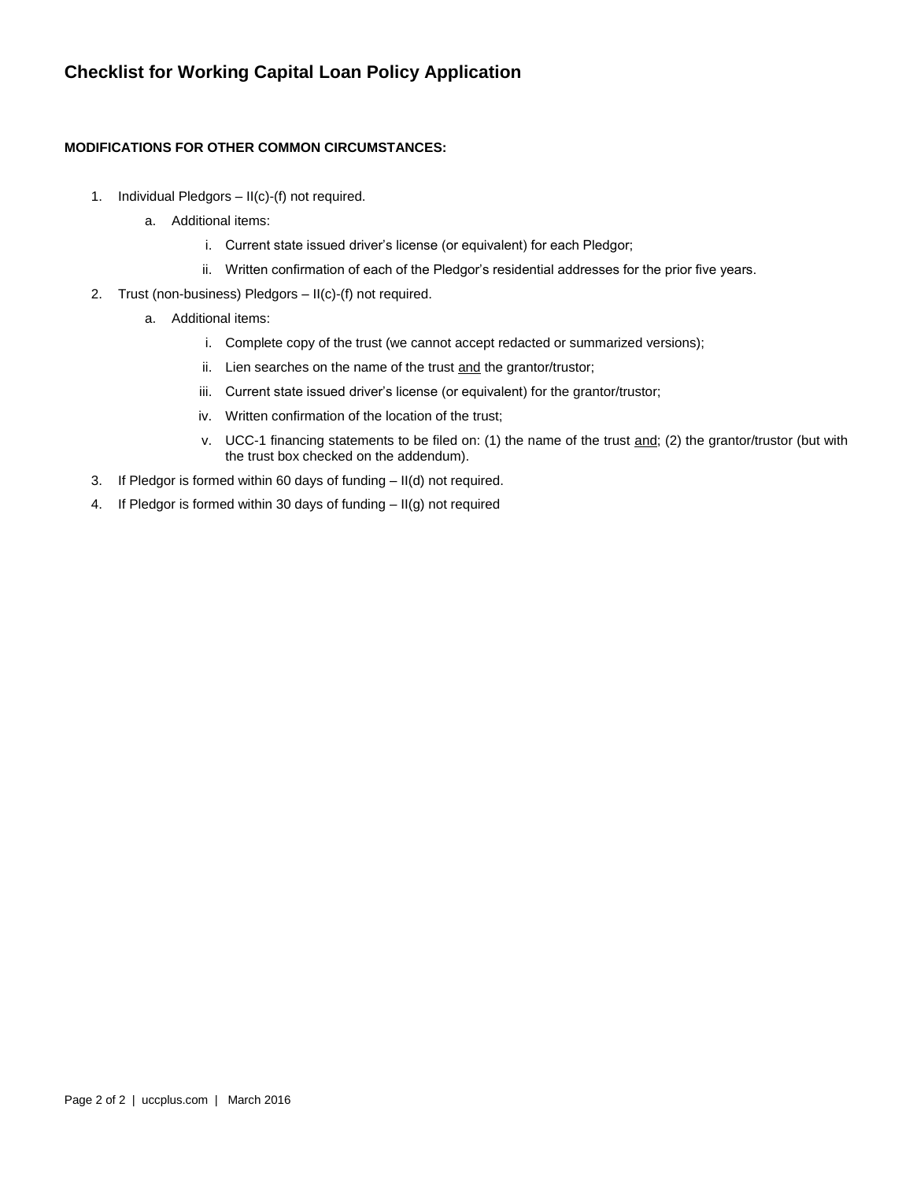# Checklist for Working Capital Loan Policy Application

**MODIFICATIONS FOR OTHER COMMON CIRCUMSTANCES:**

1. Individual Pledgors – II(c)-(f) not required.
   a. Additional items:
      i. Current state issued driver's license (or equivalent) for each Pledgor;
      ii. Written confirmation of each of the Pledgor's residential addresses for the prior five years.
2. Trust (non-business) Pledgors – II(c)-(f) not required.
   a. Additional items:
      i. Complete copy of the trust (we cannot accept redacted or summarized versions);
      ii. Lien searches on the name of the trust <u>and</u> the grantor/trustor;
      iii. Current state issued driver's license (or equivalent) for the grantor/trustor;
      iv. Written confirmation of the location of the trust;
      v. UCC-1 financing statements to be filed on: (1) the name of the trust <u>and</u>; (2) the grantor/trustor (but with the trust box checked on the addendum).
3. If Pledgor is formed within 60 days of funding – II(d) not required.
4. If Pledgor is formed within 30 days of funding – II(g) not required